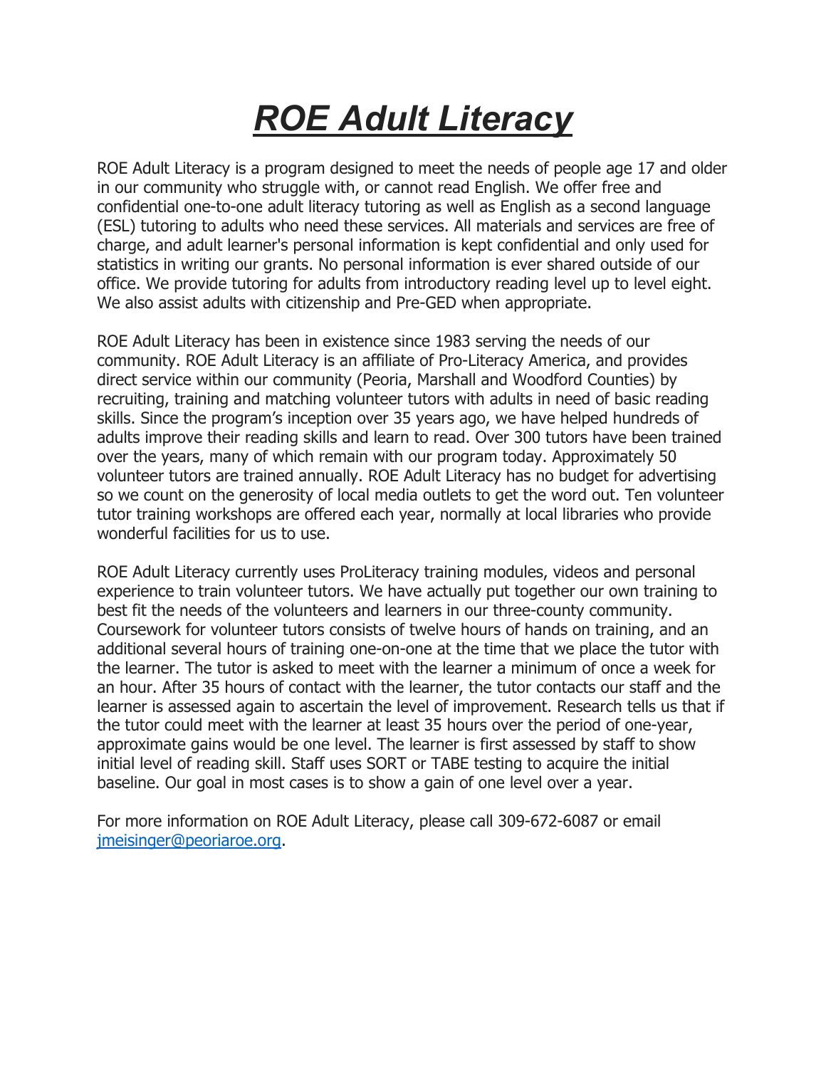# ***ROE Adult Literacy***

ROE Adult Literacy is a program designed to meet the needs of people age 17 and older in our community who struggle with, or cannot read English. We offer free and confidential one-to-one adult literacy tutoring as well as English as a second language (ESL) tutoring to adults who need these services. All materials and services are free of charge, and adult learner's personal information is kept confidential and only used for statistics in writing our grants. No personal information is ever shared outside of our office. We provide tutoring for adults from introductory reading level up to level eight. We also assist adults with citizenship and Pre-GED when appropriate.

ROE Adult Literacy has been in existence since 1983 serving the needs of our community. ROE Adult Literacy is an affiliate of Pro-Literacy America, and provides direct service within our community (Peoria, Marshall and Woodford Counties) by recruiting, training and matching volunteer tutors with adults in need of basic reading skills. Since the program's inception over 35 years ago, we have helped hundreds of adults improve their reading skills and learn to read. Over 300 tutors have been trained over the years, many of which remain with our program today. Approximately 50 volunteer tutors are trained annually. ROE Adult Literacy has no budget for advertising so we count on the generosity of local media outlets to get the word out. Ten volunteer tutor training workshops are offered each year, normally at local libraries who provide wonderful facilities for us to use.

ROE Adult Literacy currently uses ProLiteracy training modules, videos and personal experience to train volunteer tutors. We have actually put together our own training to best fit the needs of the volunteers and learners in our three-county community. Coursework for volunteer tutors consists of twelve hours of hands on training, and an additional several hours of training one-on-one at the time that we place the tutor with the learner. The tutor is asked to meet with the learner a minimum of once a week for an hour. After 35 hours of contact with the learner, the tutor contacts our staff and the learner is assessed again to ascertain the level of improvement. Research tells us that if the tutor could meet with the learner at least 35 hours over the period of one-year, approximate gains would be one level. The learner is first assessed by staff to show initial level of reading skill. Staff uses SORT or TABE testing to acquire the initial baseline. Our goal in most cases is to show a gain of one level over a year.

For more information on ROE Adult Literacy, please call 309-672-6087 or email [jmeisinger@peoriaroe.org](mailto:jmeisinger@peoriaroe.org).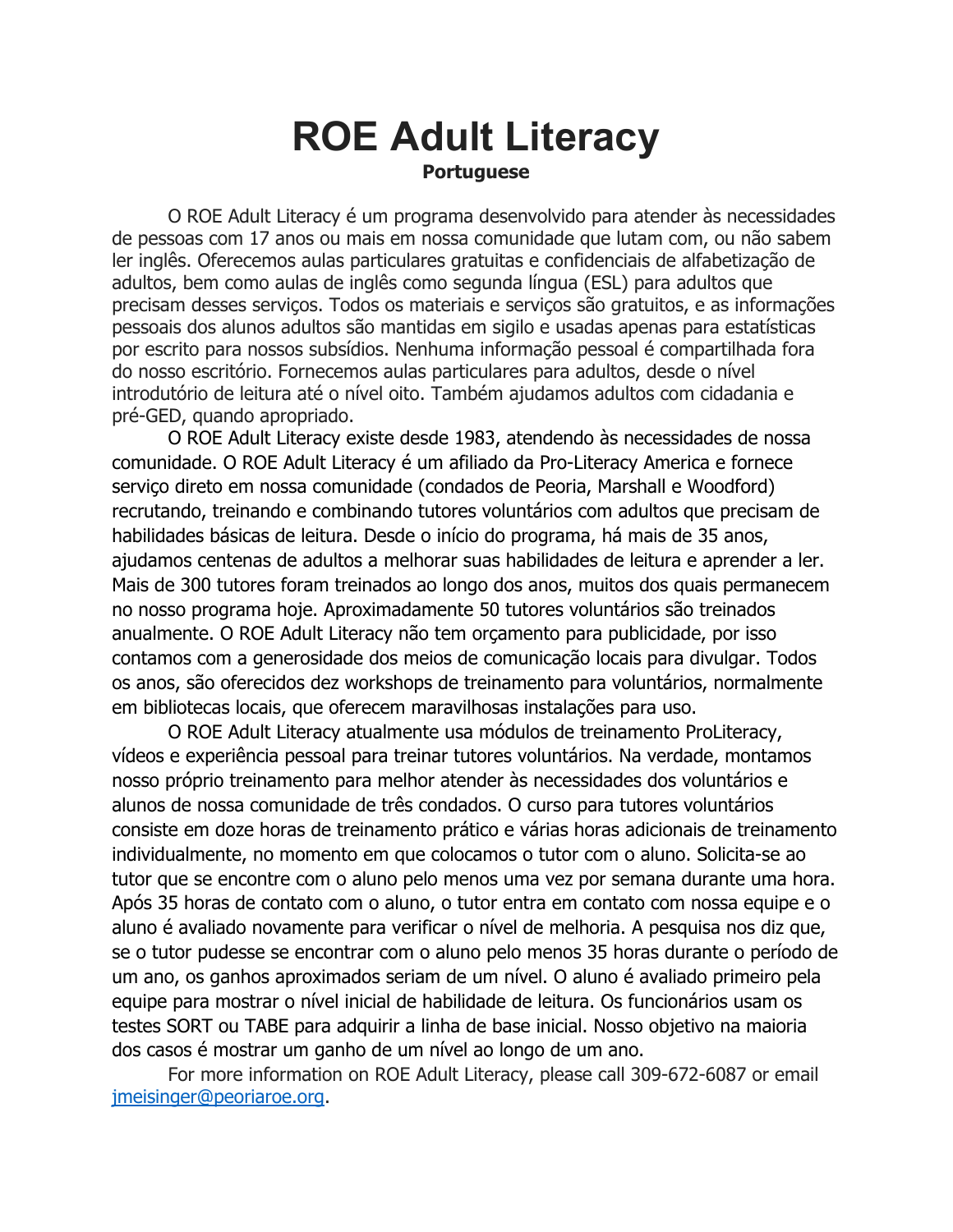# ROE Adult Literacy

**Portuguese**

O ROE Adult Literacy é um programa desenvolvido para atender às necessidades de pessoas com 17 anos ou mais em nossa comunidade que lutam com, ou não sabem ler inglês. Oferecemos aulas particulares gratuitas e confidenciais de alfabetização de adultos, bem como aulas de inglês como segunda língua (ESL) para adultos que precisam desses serviços. Todos os materiais e serviços são gratuitos, e as informações pessoais dos alunos adultos são mantidas em sigilo e usadas apenas para estatísticas por escrito para nossos subsídios. Nenhuma informação pessoal é compartilhada fora do nosso escritório. Fornecemos aulas particulares para adultos, desde o nível introdutório de leitura até o nível oito. Também ajudamos adultos com cidadania e pré-GED, quando apropriado.

O ROE Adult Literacy existe desde 1983, atendendo às necessidades de nossa comunidade. O ROE Adult Literacy é um afiliado da Pro-Literacy America e fornece serviço direto em nossa comunidade (condados de Peoria, Marshall e Woodford) recrutando, treinando e combinando tutores voluntários com adultos que precisam de habilidades básicas de leitura. Desde o início do programa, há mais de 35 anos, ajudamos centenas de adultos a melhorar suas habilidades de leitura e aprender a ler. Mais de 300 tutores foram treinados ao longo dos anos, muitos dos quais permanecem no nosso programa hoje. Aproximadamente 50 tutores voluntários são treinados anualmente. O ROE Adult Literacy não tem orçamento para publicidade, por isso contamos com a generosidade dos meios de comunicação locais para divulgar. Todos os anos, são oferecidos dez workshops de treinamento para voluntários, normalmente em bibliotecas locais, que oferecem maravilhosas instalações para uso.

O ROE Adult Literacy atualmente usa módulos de treinamento ProLiteracy, vídeos e experiência pessoal para treinar tutores voluntários. Na verdade, montamos nosso próprio treinamento para melhor atender às necessidades dos voluntários e alunos de nossa comunidade de três condados. O curso para tutores voluntários consiste em doze horas de treinamento prático e várias horas adicionais de treinamento individualmente, no momento em que colocamos o tutor com o aluno. Solicita-se ao tutor que se encontre com o aluno pelo menos uma vez por semana durante uma hora. Após 35 horas de contato com o aluno, o tutor entra em contato com nossa equipe e o aluno é avaliado novamente para verificar o nível de melhoria. A pesquisa nos diz que, se o tutor pudesse se encontrar com o aluno pelo menos 35 horas durante o período de um ano, os ganhos aproximados seriam de um nível. O aluno é avaliado primeiro pela equipe para mostrar o nível inicial de habilidade de leitura. Os funcionários usam os testes SORT ou TABE para adquirir a linha de base inicial. Nosso objetivo na maioria dos casos é mostrar um ganho de um nível ao longo de um ano.

For more information on ROE Adult Literacy, please call 309-672-6087 or email jmeisinger@peoriaroe.org.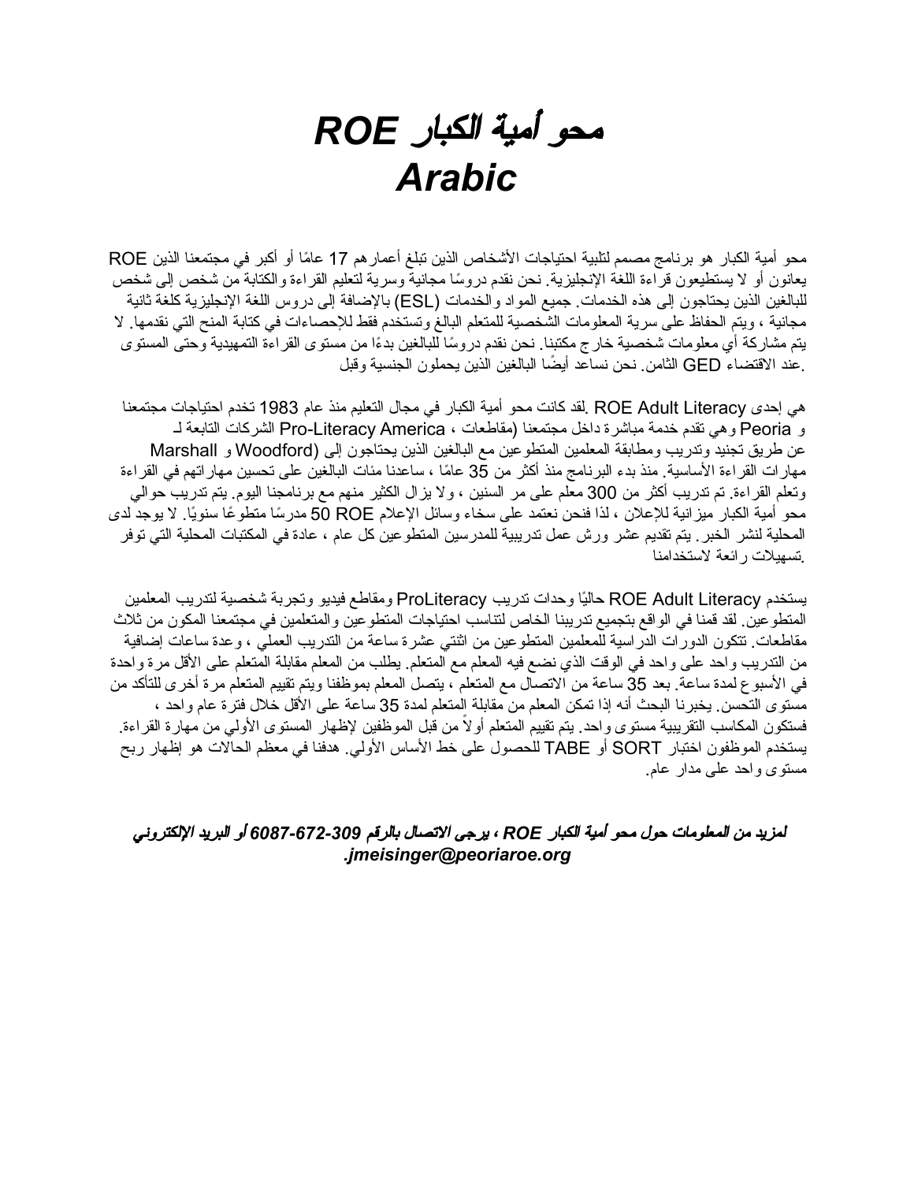# محو أمية الكبار ROE
# Arabic

ROE محو أمية الكبار هو برنامج مصمم لتلبية احتياجات الأشخاص الذين تبلغ أعمارهم 17 عامًا أو أكبر في مجتمعنا الذين يعانون أو لا يستطيعون قراءة اللغة الإنجليزية. نحن نقدم دروسًا مجانية وسرية لتعليم القراءة والكتابة من شخص إلى شخص للبالغين الذين يحتاجون إلى هذه الخدمات. جميع المواد والخدمات (ESL) بالإضافة إلى دروس اللغة الإنجليزية كلغة ثانية مجانية ، ويتم الحفاظ على سرية المعلومات الشخصية للمتعلم البالغ وتستخدم فقط للإحصاءات في كتابة المنح التي نقدمها. لا يتم مشاركة أي معلومات شخصية خارج مكتبنا. نحن نقدم دروسًا للبالغين بدءًا من مستوى القراءة التمهيدية وحتى المستوى .عند الاقتضاء GED الثامن. نحن نساعد أيضًا البالغين الذين يحملون الجنسية وقبل

هي إحدى ROE Adult Literacy .لقد كانت محو أمية الكبار في مجال التعليم منذ عام 1983 تخدم احتياجات مجتمعنا و Peoria وهي تقدم خدمة مباشرة داخل مجتمعنا (مقاطعات ، Pro-Literacy America الشركات التابعة لـ عن طريق تجنيد وتدريب ومطابقة المعلمين المتطوعين مع البالغين الذين يحتاجون إلى (Woodford و Marshall مهارات القراءة الأساسية. منذ بدء البرنامج منذ أكثر من 35 عامًا ، ساعدنا مئات البالغين على تحسين مهاراتهم في القراءة وتعلم القراءة. تم تدريب أكثر من 300 معلم على مر السنين ، ولا يزال الكثير منهم مع برنامجنا اليوم. يتم تدريب حوالي محو أمية الكبار ميزانية للإعلان ، لذا فنحن نعتمد على سخاء وسائل الإعلام ROE 50 مدرسًا متطوعًا سنويًا. لا يوجد لدى المحلية لنشر الخبر. يتم تقديم عشر ورش عمل تدريبية للمدرسين المتطوعين كل عام ، عادة في المكتبات المحلية التي توفر .تسهيلات رائعة لاستخدامنا

يستخدم ROE Adult Literacy حاليًا وحدات تدريب ProLiteracy ومقاطع فيديو وتجربة شخصية لتدريب المعلمين المتطوعين. لقد قمنا في الواقع بتجميع تدريبنا الخاص لتناسب احتياجات المتطوعين والمتعلمين في مجتمعنا المكون من ثلاث مقاطعات. تتكون الدورات الدراسية للمعلمين المتطوعين من اثنتي عشرة ساعة من التدريب العملي ، وعدة ساعات إضافية من التدريب واحد على واحد في الوقت الذي نضع فيه المعلم مع المتعلم. يطلب من المعلم مقابلة المتعلم على الأقل مرة واحدة في الأسبوع لمدة ساعة. بعد 35 ساعة من الاتصال مع المتعلم ، يتصل المعلم بموظفنا ويتم تقييم المتعلم مرة أخرى للتأكد من مستوى التحسن. يخبرنا البحث أنه إذا تمكن المعلم من مقابلة المتعلم لمدة 35 ساعة على الأقل خلال فترة عام واحد ، فستكون المكاسب التقريبية مستوى واحد. يتم تقييم المتعلم أولاً من قبل الموظفين لإظهار المستوى الأولي من مهارة القراءة. يستخدم الموظفون اختبار SORT أو TABE للحصول على خط الأساس الأولي. هدفنا في معظم الحالات هو إظهار ربح مستوى واحد على مدار عام.

***لمزيد من المعلومات حول محو أمية الكبار ROE ، يرجى الاتصال بالرقم 309-672-6087 أو البريد الإلكتروني .jmeisinger@peoriaroe.org***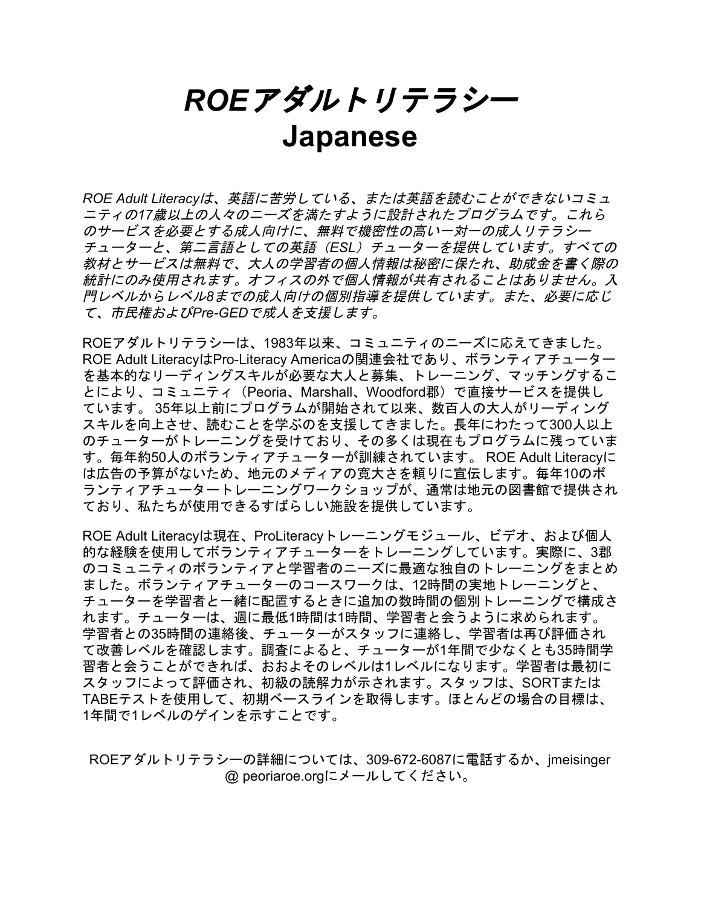# *ROEアダルトリテラシー*
# Japanese

*ROE Adult Literacyは、英語に苦労している、または英語を読むことができないコミュニティの17歳以上の人々のニーズを満たすように設計されたプログラムです。これらのサービスを必要とする成人向けに、無料で機密性の高い一対一の成人リテラシーチューターと、第二言語としての英語（ESL）チューターを提供しています。すべての教材とサービスは無料で、大人の学習者の個人情報は秘密に保たれ、助成金を書く際の統計にのみ使用されます。オフィスの外で個人情報が共有されることはありません。入門レベルからレベル8までの成人向けの個別指導を提供しています。また、必要に応じて、市民権およびPre-GEDで成人を支援します。*

ROEアダルトリテラシーは、1983年以来、コミュニティのニーズに応えてきました。ROE Adult LiteracyはPro-Literacy Americaの関連会社であり、ボランティアチューターを基本的なリーディングスキルが必要な大人と募集、トレーニング、マッチングすることにより、コミュニティ（Peoria、Marshall、Woodford郡）で直接サービスを提供しています。 35年以上前にプログラムが開始されて以来、数百人の大人がリーディングスキルを向上させ、読むことを学ぶのを支援してきました。長年にわたって300人以上のチューターがトレーニングを受けており、その多くは現在もプログラムに残っています。毎年約50人のボランティアチューターが訓練されています。 ROE Adult Literacyには広告の予算がないため、地元のメディアの寛大さを頼りに宣伝します。毎年10のボランティアチュータートレーニングワークショップが、通常は地元の図書館で提供されており、私たちが使用できるすばらしい施設を提供しています。

ROE Adult Literacyは現在、ProLiteracyトレーニングモジュール、ビデオ、および個人的な経験を使用してボランティアチューターをトレーニングしています。実際に、3郡のコミュニティのボランティアと学習者のニーズに最適な独自のトレーニングをまとめました。ボランティアチューターのコースワークは、12時間の実地トレーニングと、チューターを学習者と一緒に配置するときに追加の数時間の個別トレーニングで構成されます。チューターは、週に最低1時間は1時間、学習者と会うように求められます。学習者との35時間の連絡後、チューターがスタッフに連絡し、学習者は再び評価されて改善レベルを確認します。調査によると、チューターが1年間で少なくとも35時間学習者と会うことができれば、おおよそのレベルは1レベルになります。学習者は最初にスタッフによって評価され、初級の読解力が示されます。スタッフは、SORTまたはTABEテストを使用して、初期ベースラインを取得します。ほとんどの場合の目標は、1年間で1レベルのゲインを示すことです。

ROEアダルトリテラシーの詳細については、309-672-6087に電話するか、jmeisinger @ peoriaroe.orgにメールしてください。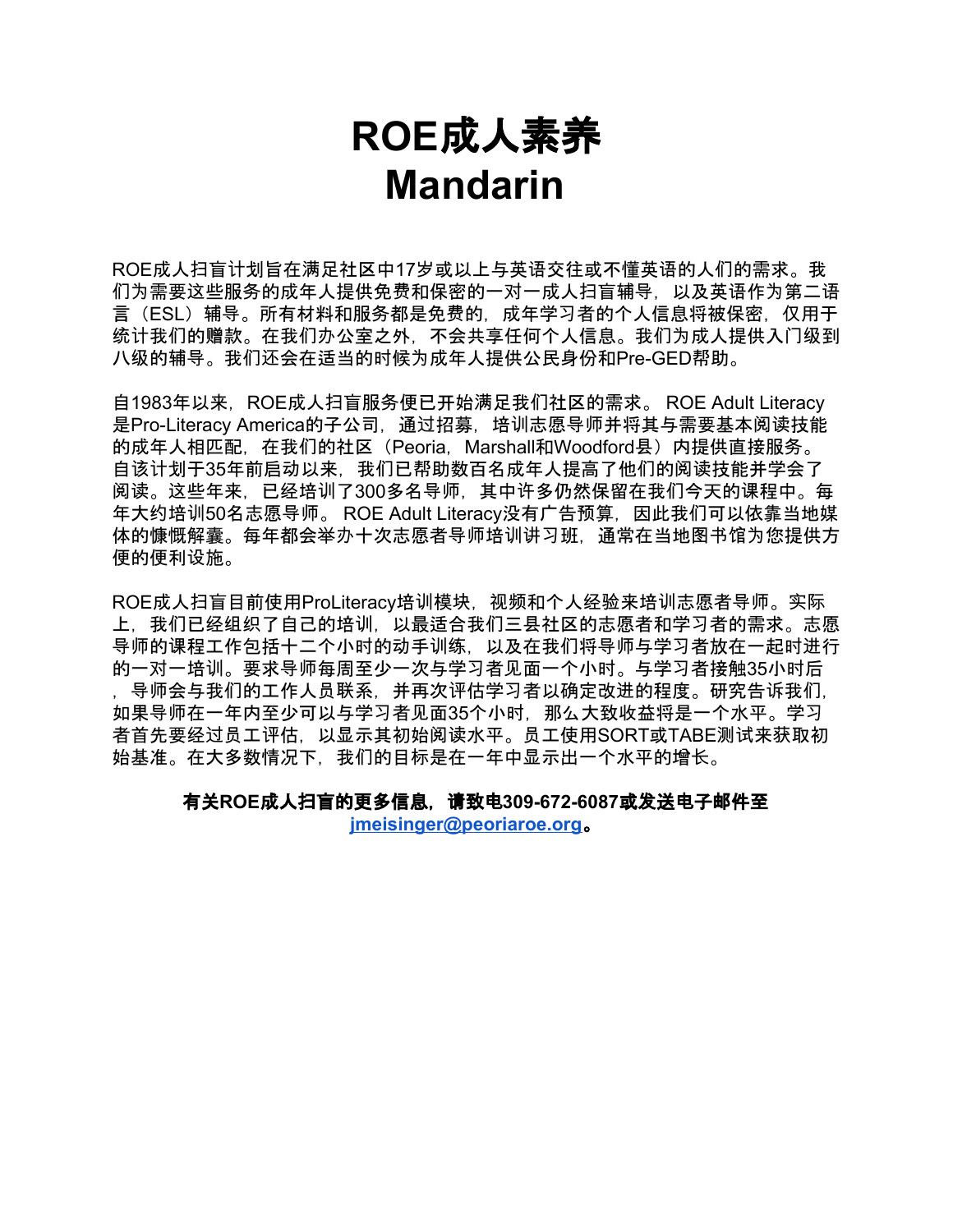# ROE成人素养
# Mandarin

ROE成人扫盲计划旨在满足社区中17岁或以上与英语交往或不懂英语的人们的需求。我们为需要这些服务的成年人提供免费和保密的一对一成人扫盲辅导，以及英语作为第二语言（ESL）辅导。所有材料和服务都是免费的，成年学习者的个人信息将被保密，仅用于统计我们的赠款。在我们办公室之外，不会共享任何个人信息。我们为成人提供入门级到八级的辅导。我们还会在适当的时候为成年人提供公民身份和Pre-GED帮助。

自1983年以来，ROE成人扫盲服务便已开始满足我们社区的需求。 ROE Adult Literacy是Pro-Literacy America的子公司，通过招募，培训志愿导师并将其与需要基本阅读技能的成年人相匹配，在我们的社区（Peoria，Marshall和Woodford县）内提供直接服务。自该计划于35年前启动以来，我们已帮助数百名成年人提高了他们的阅读技能并学会了阅读。这些年来，已经培训了300多名导师，其中许多仍然保留在我们今天的课程中。每年大约培训50名志愿导师。 ROE Adult Literacy没有广告预算，因此我们可以依靠当地媒体的慷慨解囊。每年都会举办十次志愿者导师培训讲习班，通常在当地图书馆为您提供方便的便利设施。

ROE成人扫盲目前使用ProLiteracy培训模块，视频和个人经验来培训志愿者导师。实际上，我们已经组织了自己的培训，以最适合我们三县社区的志愿者和学习者的需求。志愿导师的课程工作包括十二个小时的动手训练，以及在我们将导师与学习者放在一起时进行的一对一培训。要求导师每周至少一次与学习者见面一个小时。与学习者接触35小时后，导师会与我们的工作人员联系，并再次评估学习者以确定改进的程度。研究告诉我们，如果导师在一年内至少可以与学习者见面35个小时，那么大致收益将是一个水平。学习者首先要经过员工评估，以显示其初始阅读水平。员工使用SORT或TABE测试来获取初始基准。在大多数情况下，我们的目标是在一年中显示出一个水平的增长。

**有关ROE成人扫盲的更多信息，请致电309-672-6087或发送电子邮件至 jmeisinger@peoriaroe.org。**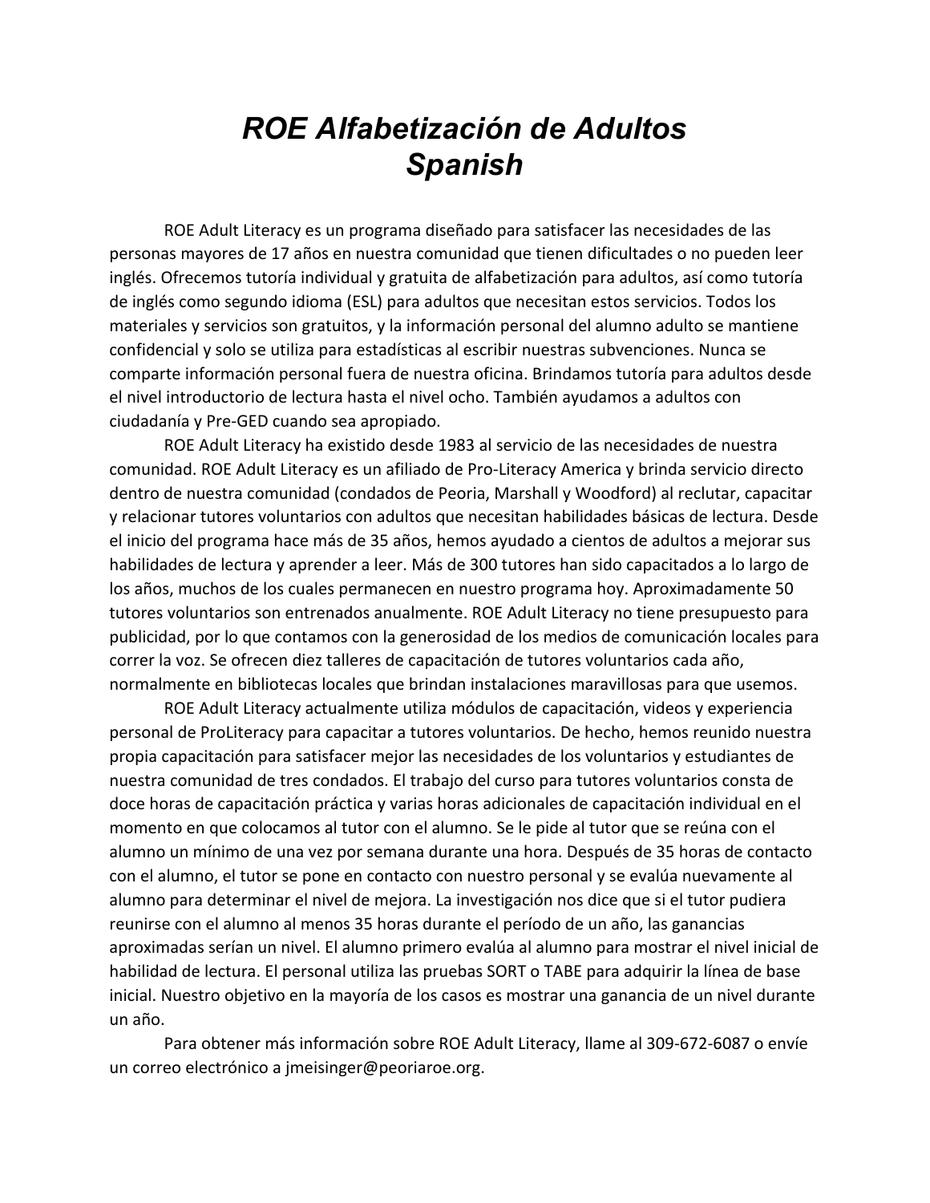# *ROE Alfabetización de Adultos*
# *Spanish*

ROE Adult Literacy es un programa diseñado para satisfacer las necesidades de las personas mayores de 17 años en nuestra comunidad que tienen dificultades o no pueden leer inglés. Ofrecemos tutoría individual y gratuita de alfabetización para adultos, así como tutoría de inglés como segundo idioma (ESL) para adultos que necesitan estos servicios. Todos los materiales y servicios son gratuitos, y la información personal del alumno adulto se mantiene confidencial y solo se utiliza para estadísticas al escribir nuestras subvenciones. Nunca se comparte información personal fuera de nuestra oficina. Brindamos tutoría para adultos desde el nivel introductorio de lectura hasta el nivel ocho. También ayudamos a adultos con ciudadanía y Pre-GED cuando sea apropiado.

ROE Adult Literacy ha existido desde 1983 al servicio de las necesidades de nuestra comunidad. ROE Adult Literacy es un afiliado de Pro-Literacy America y brinda servicio directo dentro de nuestra comunidad (condados de Peoria, Marshall y Woodford) al reclutar, capacitar y relacionar tutores voluntarios con adultos que necesitan habilidades básicas de lectura. Desde el inicio del programa hace más de 35 años, hemos ayudado a cientos de adultos a mejorar sus habilidades de lectura y aprender a leer. Más de 300 tutores han sido capacitados a lo largo de los años, muchos de los cuales permanecen en nuestro programa hoy. Aproximadamente 50 tutores voluntarios son entrenados anualmente. ROE Adult Literacy no tiene presupuesto para publicidad, por lo que contamos con la generosidad de los medios de comunicación locales para correr la voz. Se ofrecen diez talleres de capacitación de tutores voluntarios cada año, normalmente en bibliotecas locales que brindan instalaciones maravillosas para que usemos.

ROE Adult Literacy actualmente utiliza módulos de capacitación, videos y experiencia personal de ProLiteracy para capacitar a tutores voluntarios. De hecho, hemos reunido nuestra propia capacitación para satisfacer mejor las necesidades de los voluntarios y estudiantes de nuestra comunidad de tres condados. El trabajo del curso para tutores voluntarios consta de doce horas de capacitación práctica y varias horas adicionales de capacitación individual en el momento en que colocamos al tutor con el alumno. Se le pide al tutor que se reúna con el alumno un mínimo de una vez por semana durante una hora. Después de 35 horas de contacto con el alumno, el tutor se pone en contacto con nuestro personal y se evalúa nuevamente al alumno para determinar el nivel de mejora. La investigación nos dice que si el tutor pudiera reunirse con el alumno al menos 35 horas durante el período de un año, las ganancias aproximadas serían un nivel. El alumno primero evalúa al alumno para mostrar el nivel inicial de habilidad de lectura. El personal utiliza las pruebas SORT o TABE para adquirir la línea de base inicial. Nuestro objetivo en la mayoría de los casos es mostrar una ganancia de un nivel durante un año.

Para obtener más información sobre ROE Adult Literacy, llame al 309-672-6087 o envíe un correo electrónico a jmeisinger@peoriaroe.org.